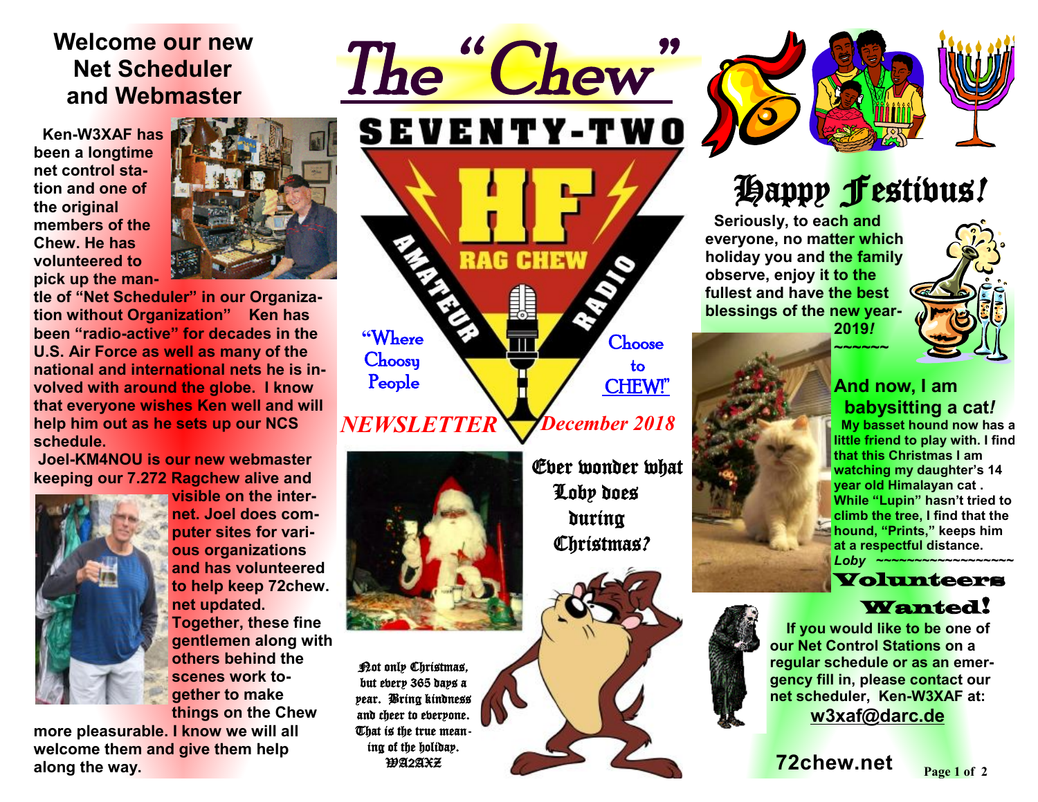# The "Chew"

SEVENTY-TWO

HF RAG CHEW AMATEUR RADIO

"Where Choosy People Choose to CHEW!"

*NEWSLETTER* *December 2018*

## Welcome our new Net Scheduler and Webmaster

**Ken-W3XAF has been a longtime net control station and one of the original members of the Chew. He has volunteered to pick up the mantle of "Net Scheduler" in our Organization without Organization" Ken has been "radio-active" for decades in the U.S. Air Force as well as many of the national and international nets he is involved with around the globe. I know that everyone wishes Ken well and will help him out as he sets up our NCS schedule.**

**Joel-KM4NOU is our new webmaster keeping our 7.272 Ragchew alive and visible on the internet. Joel does computer sites for various organizations and has volunteered to help keep 72chew.net updated. Together, these fine gentlemen along with others behind the scenes work together to make things on the Chew more pleasurable. I know we will all welcome them and give them help along the way.**

## Ever wonder what Loby does during Christmas?

Not only Christmas, but every 365 days a year. Bring kindness and cheer to everyone. That is the true meaning of the holiday. WA2AXZ

## Happy Festivus!

**Seriously, to each and everyone, no matter which holiday you and the family observe, enjoy it to the fullest and have the best blessings of the new year-2019!**

~~~~~~

### And now, I am babysitting a cat!

**My basset hound now has a little friend to play with. I find that this Christmas I am watching my daughter's 14 year old Himalayan cat . While "Lupin" hasn't tried to climb the tree, I find that the hound, "Prints," keeps him at a respectful distance.**

***Loby*** ~~~~~~~~~~~~~~~~~~

## Volunteers Wanted!

**If you would like to be one of our Net Control Stations on a regular schedule or as an emergency fill in, please contact our net scheduler, Ken-W3XAF at: w3xaf@darc.de**

**72chew.net**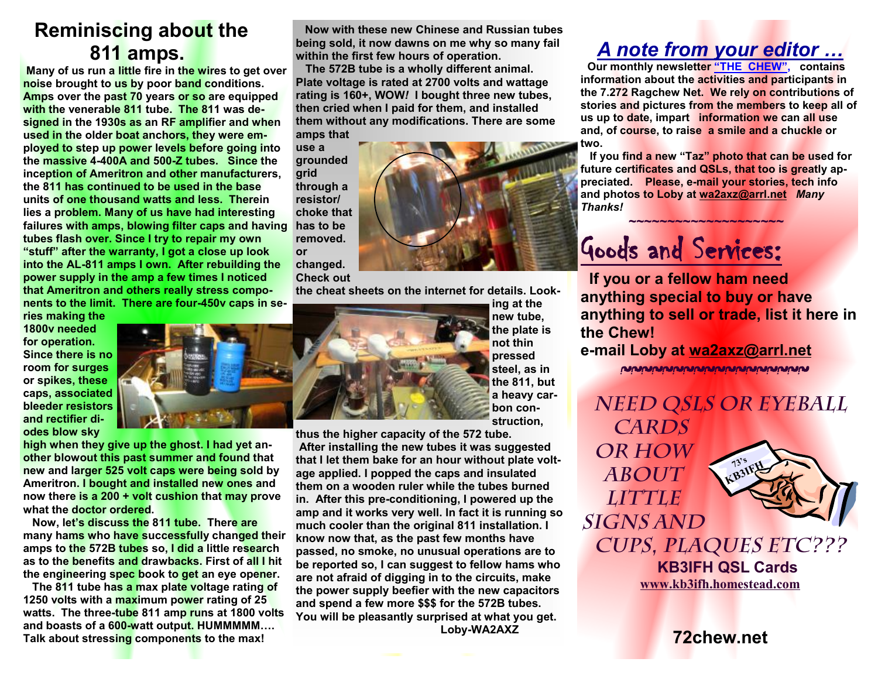# Reminiscing about the 811 amps.

Many of us run a little fire in the wires to get over noise brought to us by poor band conditions. Amps over the past 70 years or so are equipped with the venerable 811 tube. The 811 was designed in the 1930s as an RF amplifier and when used in the older boat anchors, they were employed to step up power levels before going into the massive 4-400A and 500-Z tubes. Since the inception of Ameritron and other manufacturers, the 811 has continued to be used in the base units of one thousand watts and less. Therein lies a problem. Many of us have had interesting failures with amps, blowing filter caps and having tubes flash over. Since I try to repair my own "stuff" after the warranty, I got a close up look into the AL-811 amps I own. After rebuilding the power supply in the amp a few times I noticed that Ameritron and others really stress components to the limit. There are four-450v caps in series making the 1800v needed for operation. Since there is no room for surges or spikes, these caps, associated bleeder resistors and rectifier diodes blow sky high when they give up the ghost. I had yet another blowout this past summer and found that new and larger 525 volt caps were being sold by Ameritron. I bought and installed new ones and now there is a 200 + volt cushion that may prove what the doctor ordered.

Now, let's discuss the 811 tube. There are many hams who have successfully changed their amps to the 572B tubes so, I did a little research as to the benefits and drawbacks. First of all I hit the engineering spec book to get an eye opener.

The 811 tube has a max plate voltage rating of 1250 volts with a maximum power rating of 25 watts. The three-tube 811 amp runs at 1800 volts and boasts of a 600-watt output. HUMMMMM…. Talk about stressing components to the max!

Now with these new Chinese and Russian tubes being sold, it now dawns on me why so many fail within the first few hours of operation.

The 572B tube is a wholly different animal. Plate voltage is rated at 2700 volts and wattage rating is 160+, WOW! I bought three new tubes, then cried when I paid for them, and installed them without any modifications. There are some amps that use a grounded grid through a resistor/ choke that has to be removed. or changed. Check out the cheat sheets on the internet for details. Looking at the new tube, the plate is not thin pressed steel, as in the 811, but a heavy carbon construction, thus the higher capacity of the 572 tube.

After installing the new tubes it was suggested that I let them bake for an hour without plate voltage applied. I popped the caps and insulated them on a wooden ruler while the tubes burned in. After this pre-conditioning, I powered up the amp and it works very well. In fact it is running so much cooler than the original 811 installation. I know now that, as the past few months have passed, no smoke, no unusual operations are to be reported so, I can suggest to fellow hams who are not afraid of digging in to the circuits, make the power supply beefier with the new capacitors and spend a few more $$$ for the 572B tubes. You will be pleasantly surprised at what you get.

Loby-WA2AXZ

## *A note from your editor …*

Our monthly newsletter "THE CHEW", contains information about the activities and participants in the 7.272 Ragchew Net. We rely on contributions of stories and pictures from the members to keep all of us up to date, impart information we can all use and, of course, to raise a smile and a chuckle or two.

If you find a new "Taz" photo that can be used for future certificates and QSLs, that too is greatly appreciated. Please, e-mail your stories, tech info and photos to Loby at wa2axz@arrl.net *Many Thanks!*

~~~~~~~~~~~~~~~~~~~~

## Goods and Services:

**If you or a fellow ham need anything special to buy or have anything to sell or trade, list it here in the Chew!**
**e-mail Loby at wa2axz@arrl.net**

NEED QSLS OR EYEBALL CARDS OR HOW ABOUT LITTLE SIGNS AND CUPS, PLAQUES ETC???

**KB3IFH QSL Cards**
www.kb3ifh.homestead.com

**72chew.net**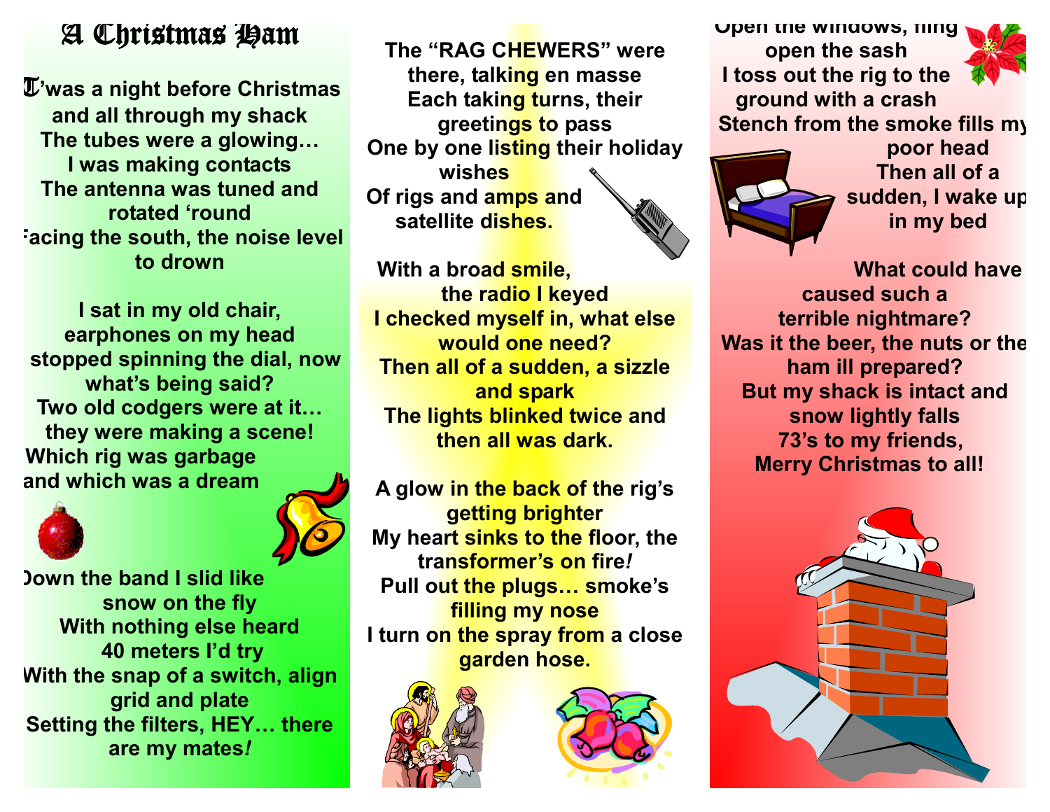# A Christmas Ham

T'was a night before Christmas
and all through my shack
The tubes were a glowing…
I was making contacts
The antenna was tuned and
rotated 'round
Facing the south, the noise level
to drown

I sat in my old chair,
earphones on my head
I stopped spinning the dial, now
what's being said?
Two old codgers were at it…
they were making a scene!
Which rig was garbage
and which was a dream

Down the band I slid like
snow on the fly
With nothing else heard
40 meters I'd try
With the snap of a switch, align
grid and plate
Setting the filters, HEY… there
are my mates!

The "RAG CHEWERS" were
there, talking en masse
Each taking turns, their
greetings to pass
One by one listing their holiday
wishes
Of rigs and amps and
satellite dishes.

With a broad smile,
the radio I keyed
I checked myself in, what else
would one need?
Then all of a sudden, a sizzle
and spark
The lights blinked twice and
then all was dark.

A glow in the back of the rig's
getting brighter
My heart sinks to the floor, the
transformer's on fire!
Pull out the plugs… smoke's
filling my nose
I turn on the spray from a close
garden hose.

Open the windows, fling
open the sash
I toss out the rig to the
ground with a crash
Stench from the smoke fills my
poor head
Then all of a
sudden, I wake up
in my bed

What could have
caused such a
terrible nightmare?
Was it the beer, the nuts or the
ham ill prepared?
But my shack is intact and
snow lightly falls
73's to my friends,
Merry Christmas to all!